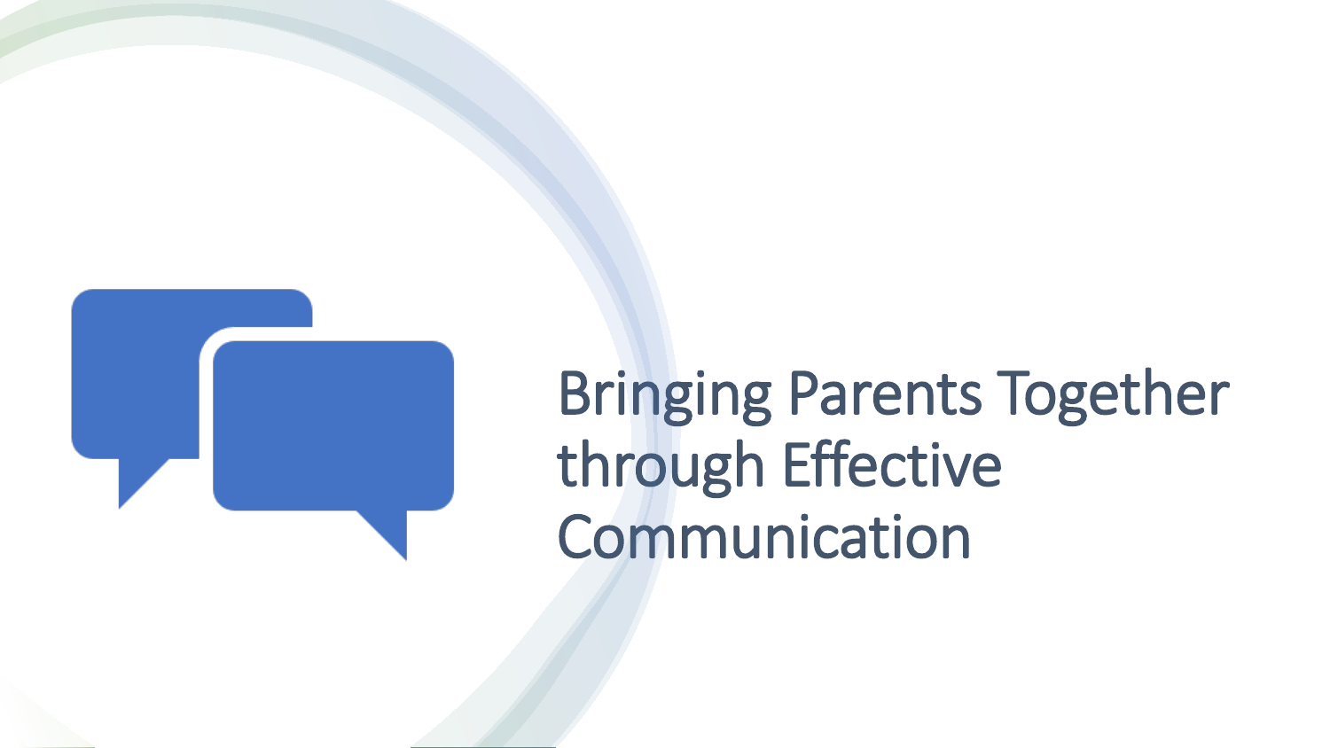# Bringing Parents Together through Effective Communication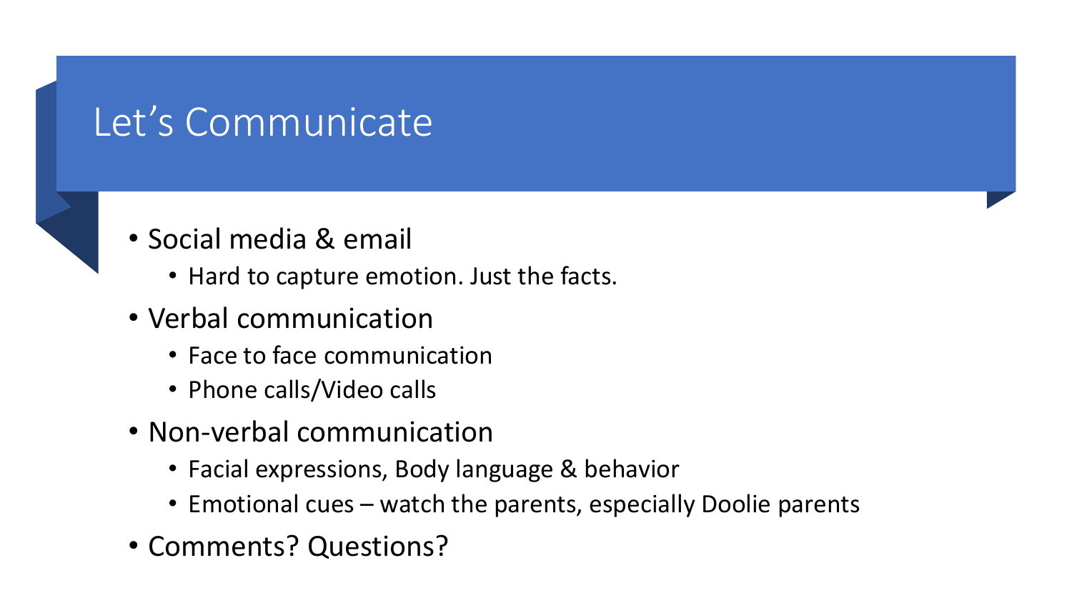# Let’s Communicate

- Social media & email
  - Hard to capture emotion. Just the facts.
- Verbal communication
  - Face to face communication
  - Phone calls/Video calls
- Non-verbal communication
  - Facial expressions, Body language & behavior
  - Emotional cues – watch the parents, especially Doolie parents
- Comments? Questions?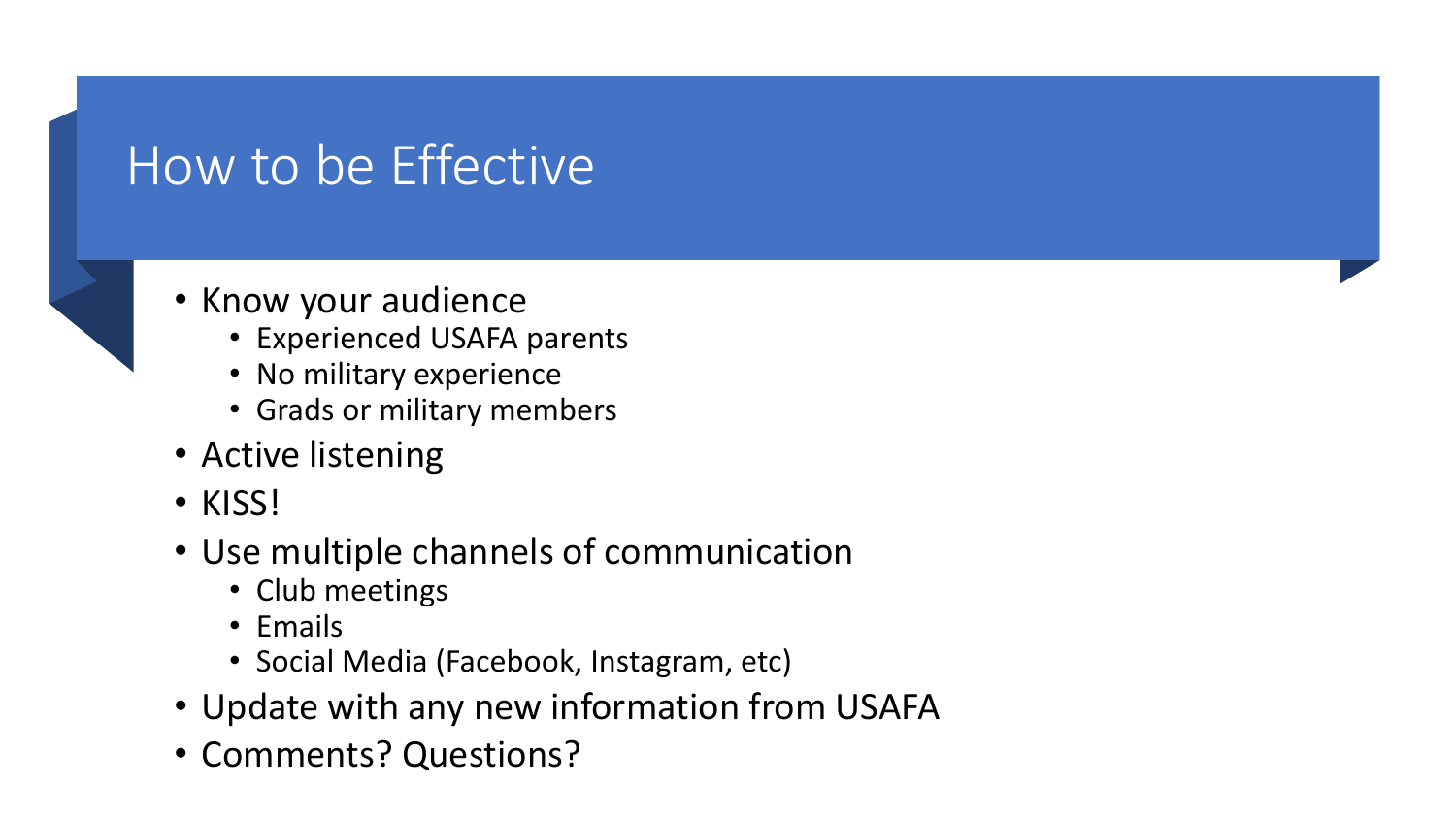# How to be Effective

- Know your audience
  - Experienced USAFA parents
  - No military experience
  - Grads or military members
- Active listening
- KISS!
- Use multiple channels of communication
  - Club meetings
  - Emails
  - Social Media (Facebook, Instagram, etc)
- Update with any new information from USAFA
- Comments? Questions?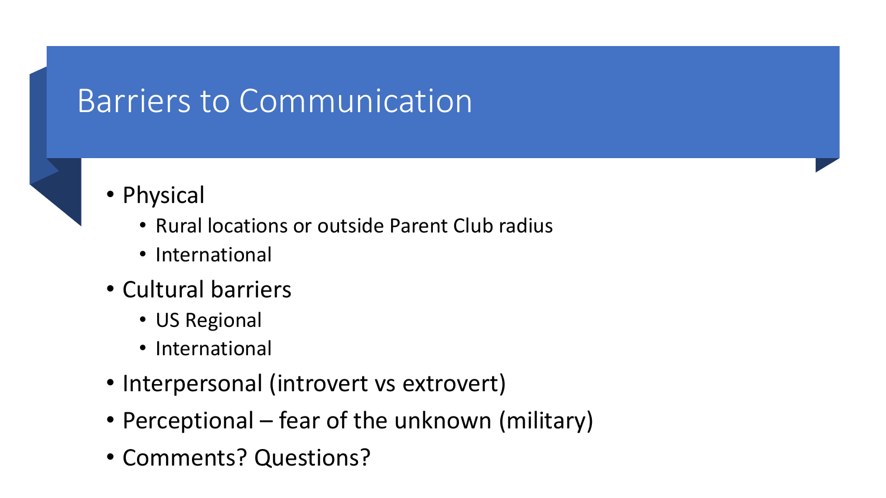# Barriers to Communication

- Physical
  - Rural locations or outside Parent Club radius
  - International
- Cultural barriers
  - US Regional
  - International
- Interpersonal (introvert vs extrovert)
- Perceptional – fear of the unknown (military)
- Comments? Questions?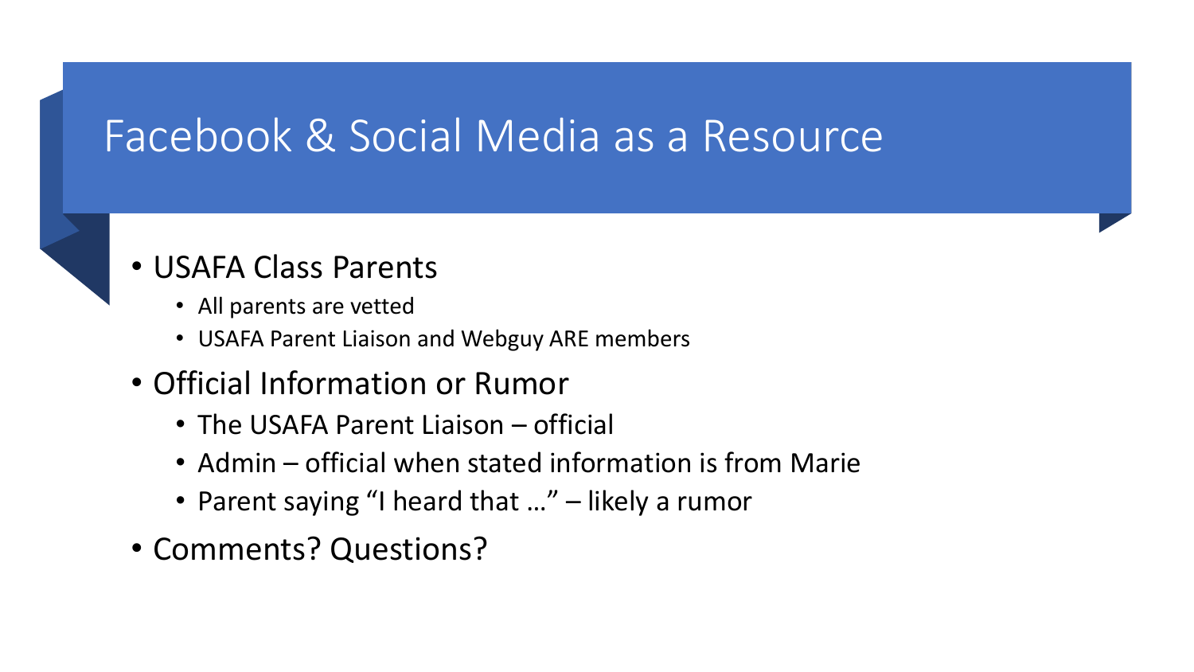# Facebook & Social Media as a Resource

- USAFA Class Parents
  - All parents are vetted
  - USAFA Parent Liaison and Webguy ARE members
- Official Information or Rumor
  - The USAFA Parent Liaison – official
  - Admin – official when stated information is from Marie
  - Parent saying “I heard that …” – likely a rumor
- Comments? Questions?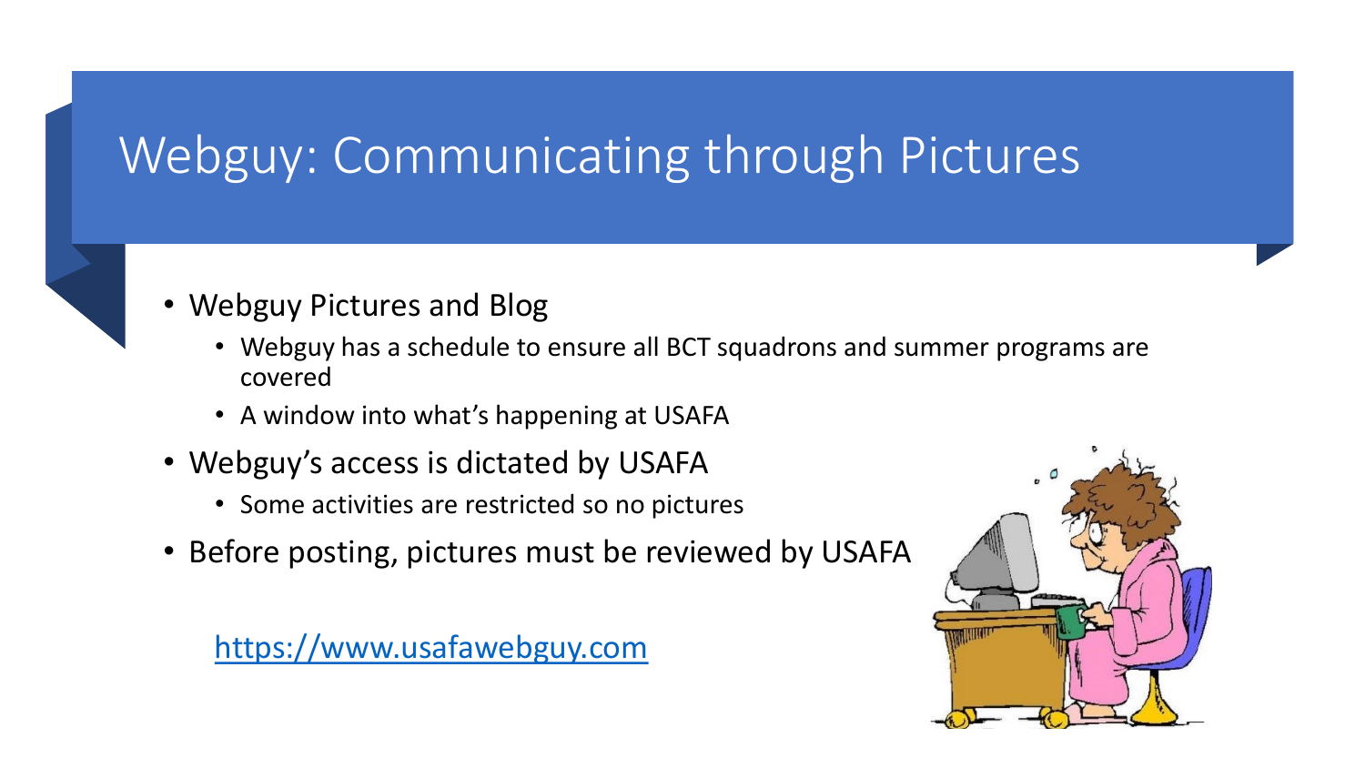# Webguy: Communicating through Pictures

- Webguy Pictures and Blog
  - Webguy has a schedule to ensure all BCT squadrons and summer programs are covered
  - A window into what's happening at USAFA
- Webguy's access is dictated by USAFA
  - Some activities are restricted so no pictures
- Before posting, pictures must be reviewed by USAFA

https://www.usafawebguy.com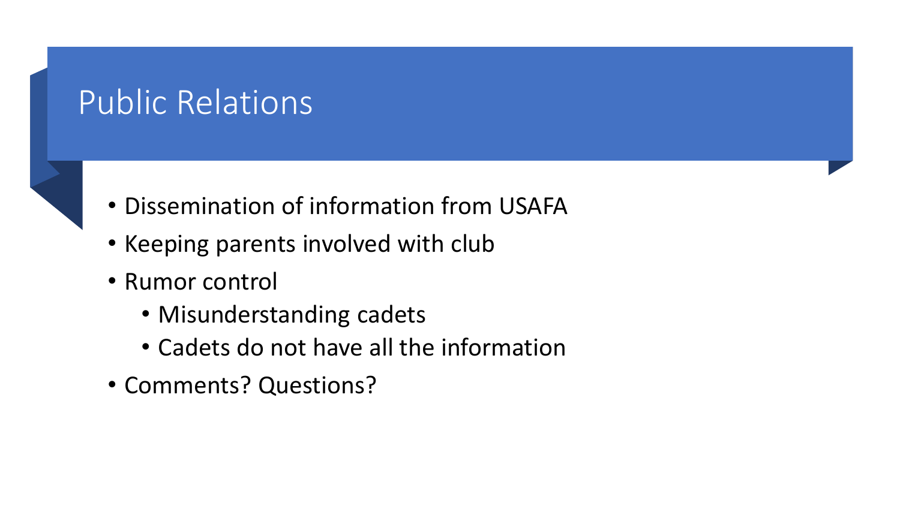# Public Relations

- Dissemination of information from USAFA
- Keeping parents involved with club
- Rumor control
  - Misunderstanding cadets
  - Cadets do not have all the information
- Comments? Questions?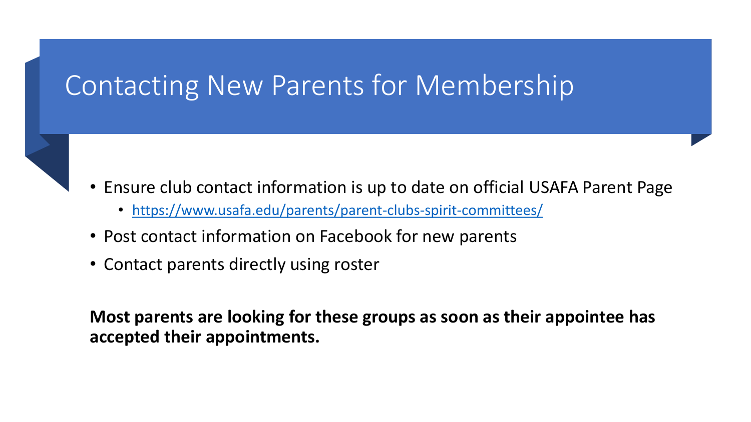# Contacting New Parents for Membership

- Ensure club contact information is up to date on official USAFA Parent Page
  - https://www.usafa.edu/parents/parent-clubs-spirit-committees/
- Post contact information on Facebook for new parents
- Contact parents directly using roster

**Most parents are looking for these groups as soon as their appointee has accepted their appointments.**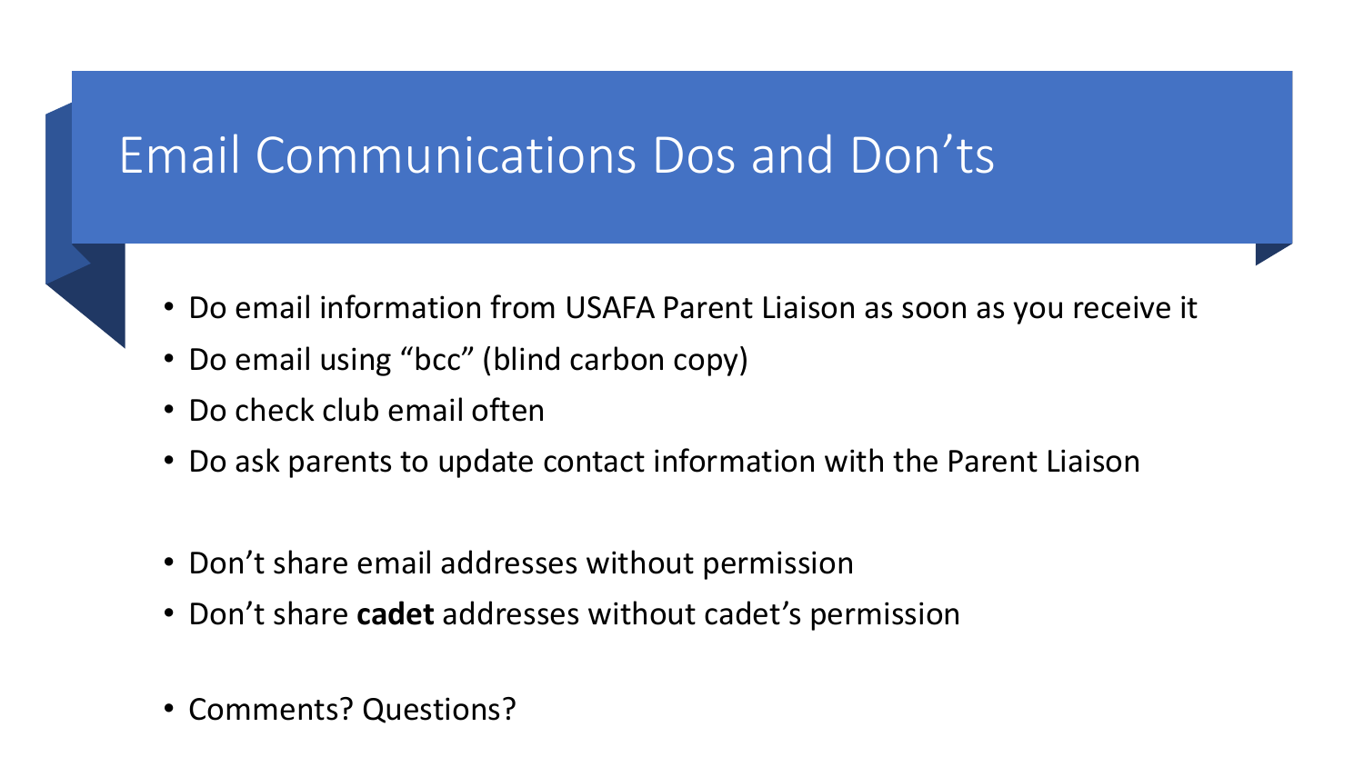# Email Communications Dos and Don'ts

- Do email information from USAFA Parent Liaison as soon as you receive it
- Do email using "bcc" (blind carbon copy)
- Do check club email often
- Do ask parents to update contact information with the Parent Liaison

- Don't share email addresses without permission
- Don't share **cadet** addresses without cadet's permission

- Comments? Questions?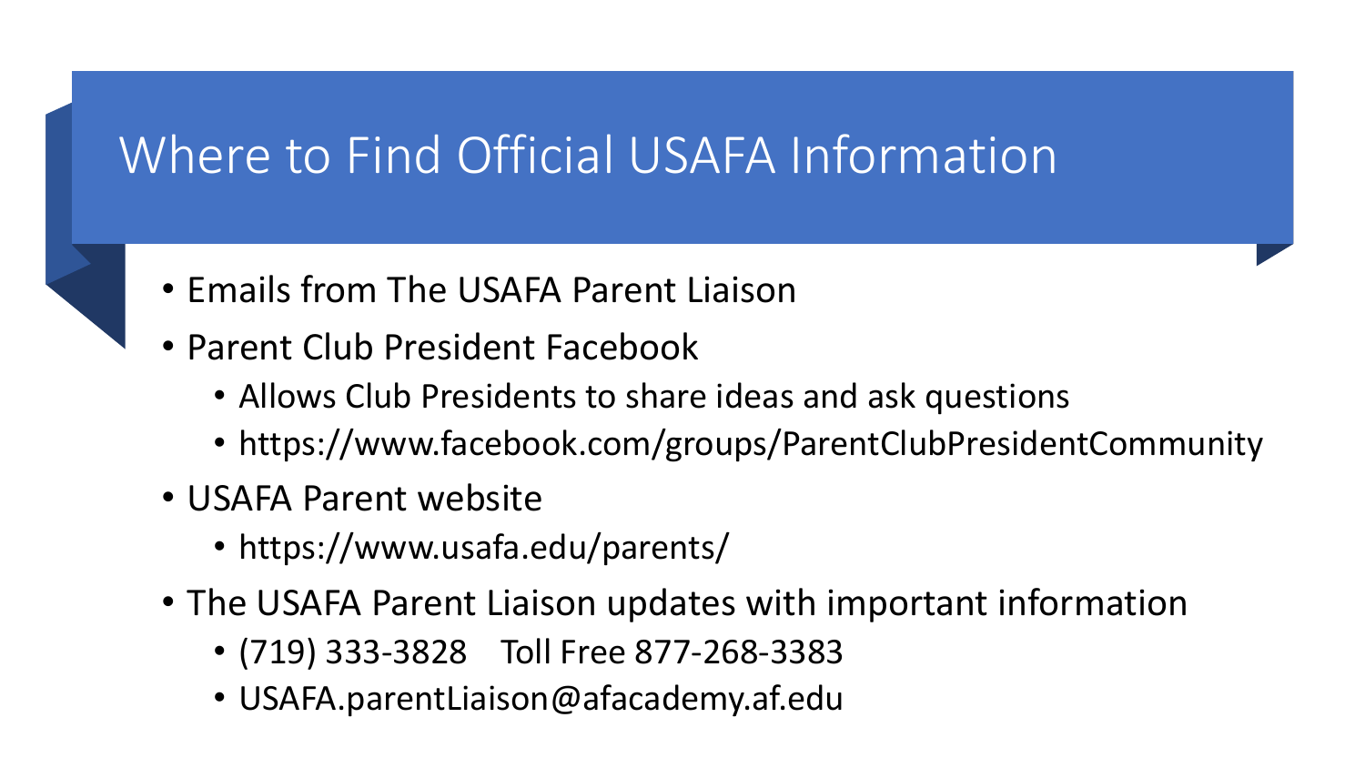# Where to Find Official USAFA Information

- Emails from The USAFA Parent Liaison
- Parent Club President Facebook
  - Allows Club Presidents to share ideas and ask questions
  - https://www.facebook.com/groups/ParentClubPresidentCommunity
- USAFA Parent website
  - https://www.usafa.edu/parents/
- The USAFA Parent Liaison updates with important information
  - (719) 333-3828 Toll Free 877-268-3383
  - USAFA.parentLiaison@afacademy.af.edu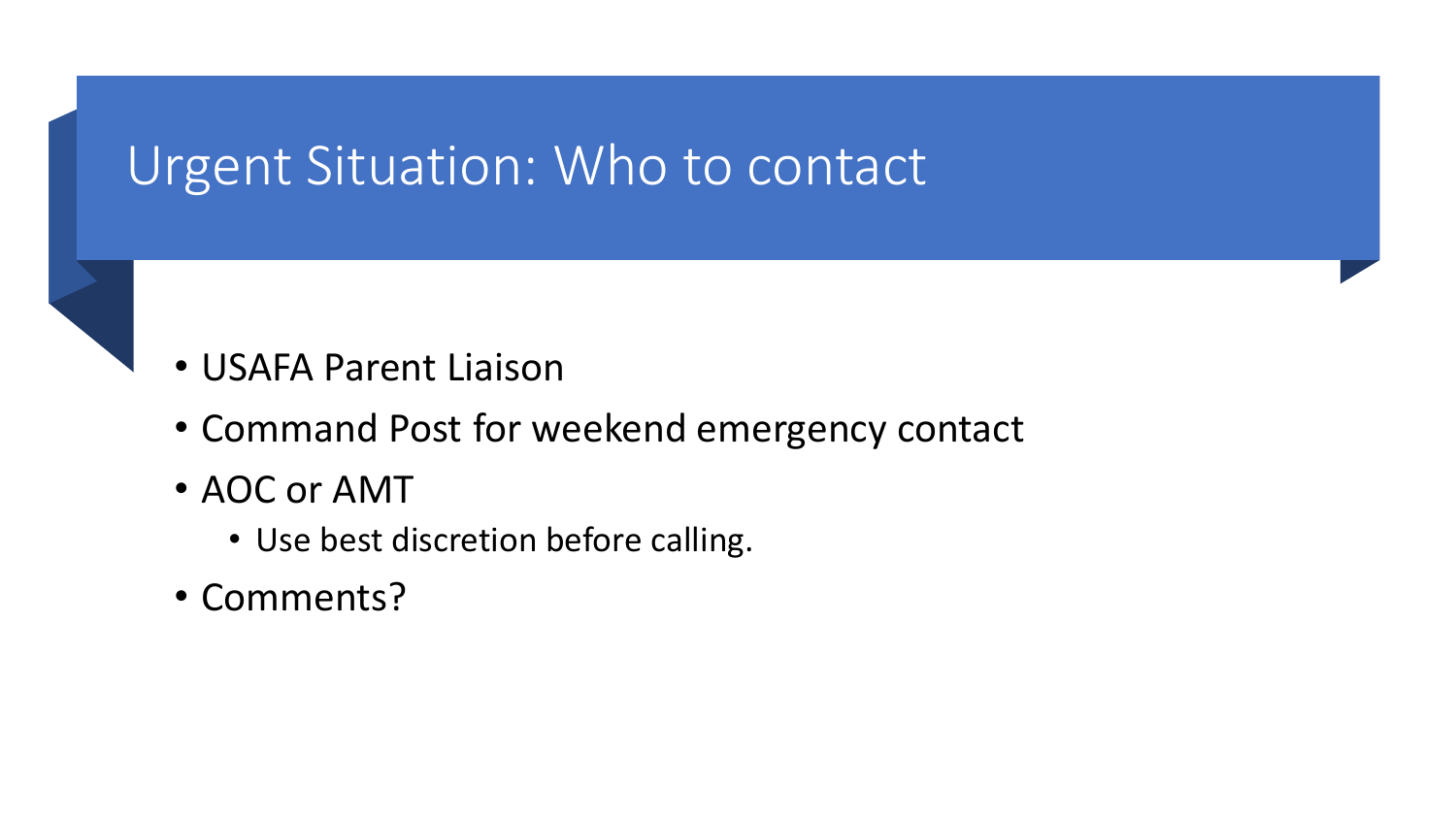# Urgent Situation: Who to contact

- USAFA Parent Liaison
- Command Post for weekend emergency contact
- AOC or AMT
  - Use best discretion before calling.
- Comments?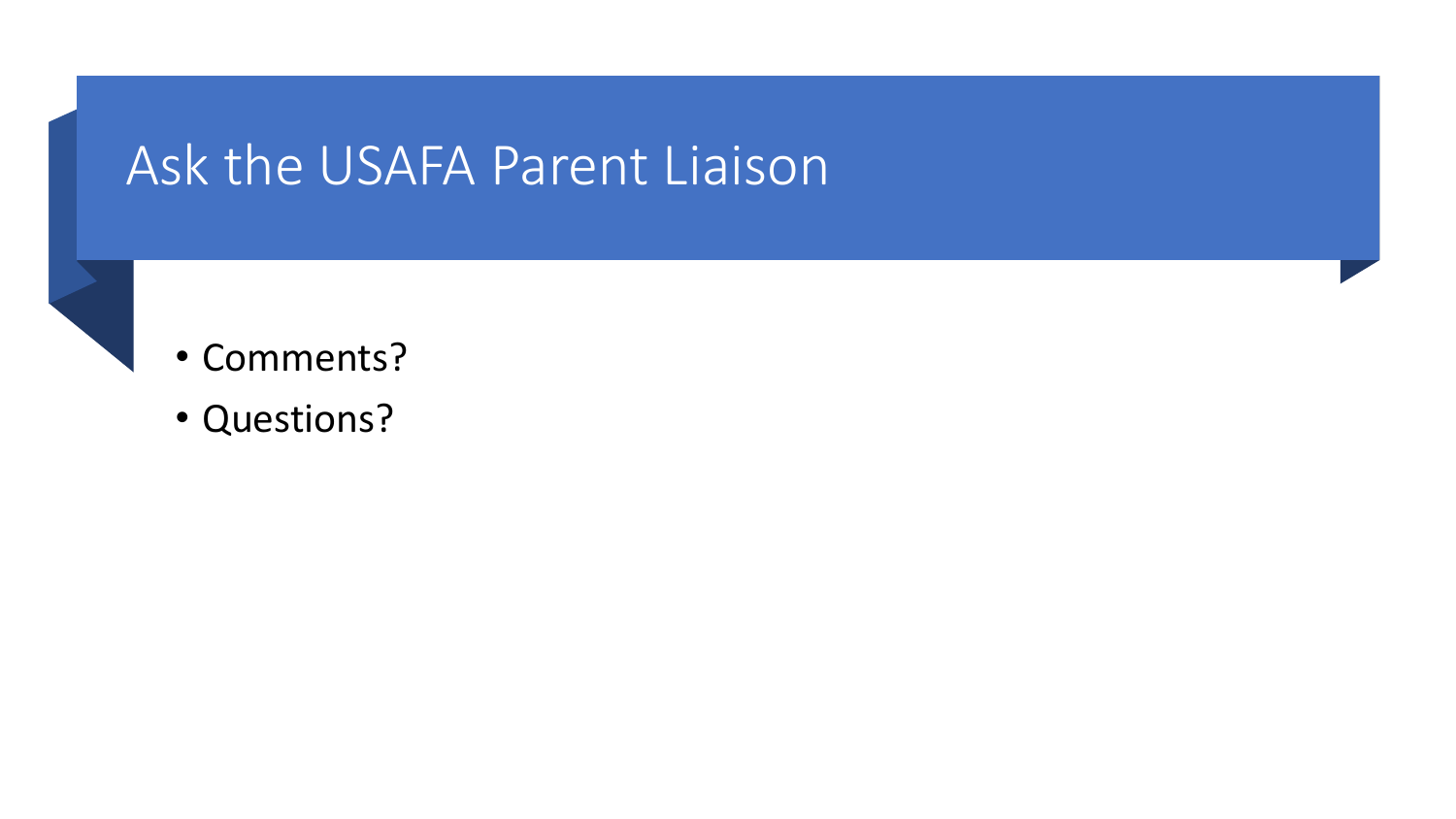# Ask the USAFA Parent Liaison

- Comments?
- Questions?